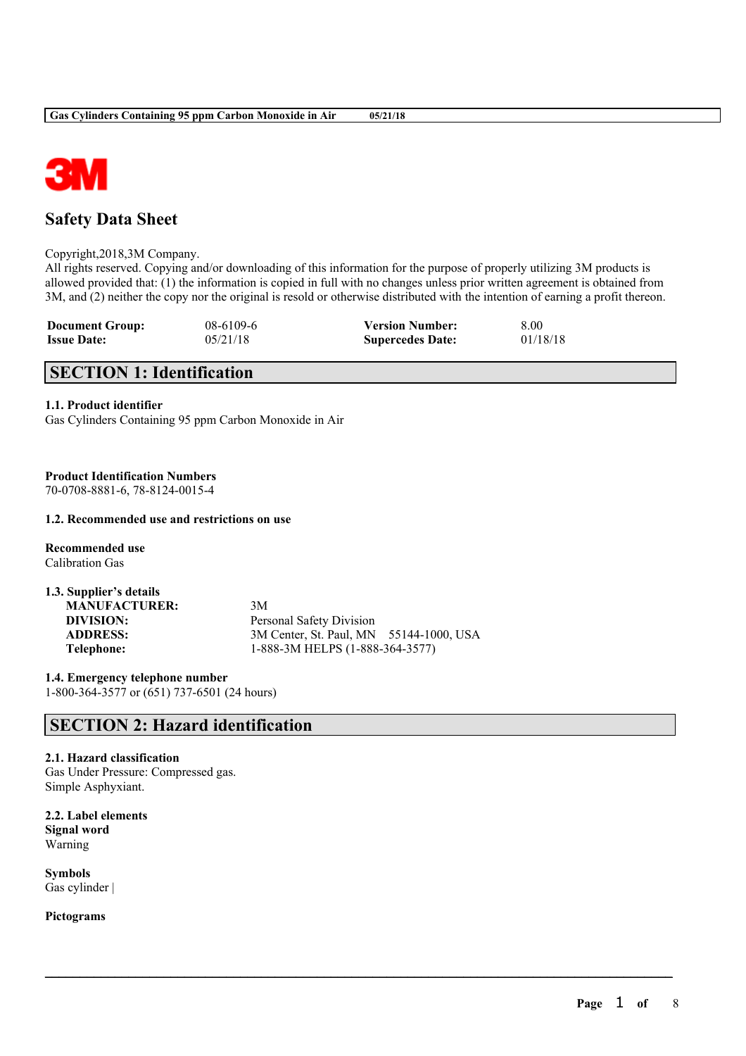# Safety Data Sheet

Copyright,2018,3M Company.
All rights reserved. Copying and/or downloading of this information for the purpose of properly utilizing 3M products is allowed provided that: (1) the information is copied in full with no changes unless prior written agreement is obtained from 3M, and (2) neither the copy nor the original is resold or otherwise distributed with the intention of earning a profit thereon.

| | | | |
|---|---|---|---|
| **Document Group:** | 08-6109-6 | **Version Number:** | 8.00 |
| **Issue Date:** | 05/21/18 | **Supercedes Date:** | 01/18/18 |

## SECTION 1: Identification

**1.1. Product identifier**
Gas Cylinders Containing 95 ppm Carbon Monoxide in Air

**Product Identification Numbers**
70-0708-8881-6, 78-8124-0015-4

**1.2. Recommended use and restrictions on use**

**Recommended use**
Calibration Gas

**1.3. Supplier's details**

| | |
|---|---|
| **MANUFACTURER:** | 3M |
| **DIVISION:** | Personal Safety Division |
| **ADDRESS:** | 3M Center, St. Paul, MN 55144-1000, USA |
| **Telephone:** | 1-888-3M HELPS (1-888-364-3577) |

**1.4. Emergency telephone number**
1-800-364-3577 or (651) 737-6501 (24 hours)

## SECTION 2: Hazard identification

**2.1. Hazard classification**
Gas Under Pressure: Compressed gas.
Simple Asphyxiant.

**2.2. Label elements**
**Signal word**
Warning

**Symbols**
Gas cylinder |

**Pictograms**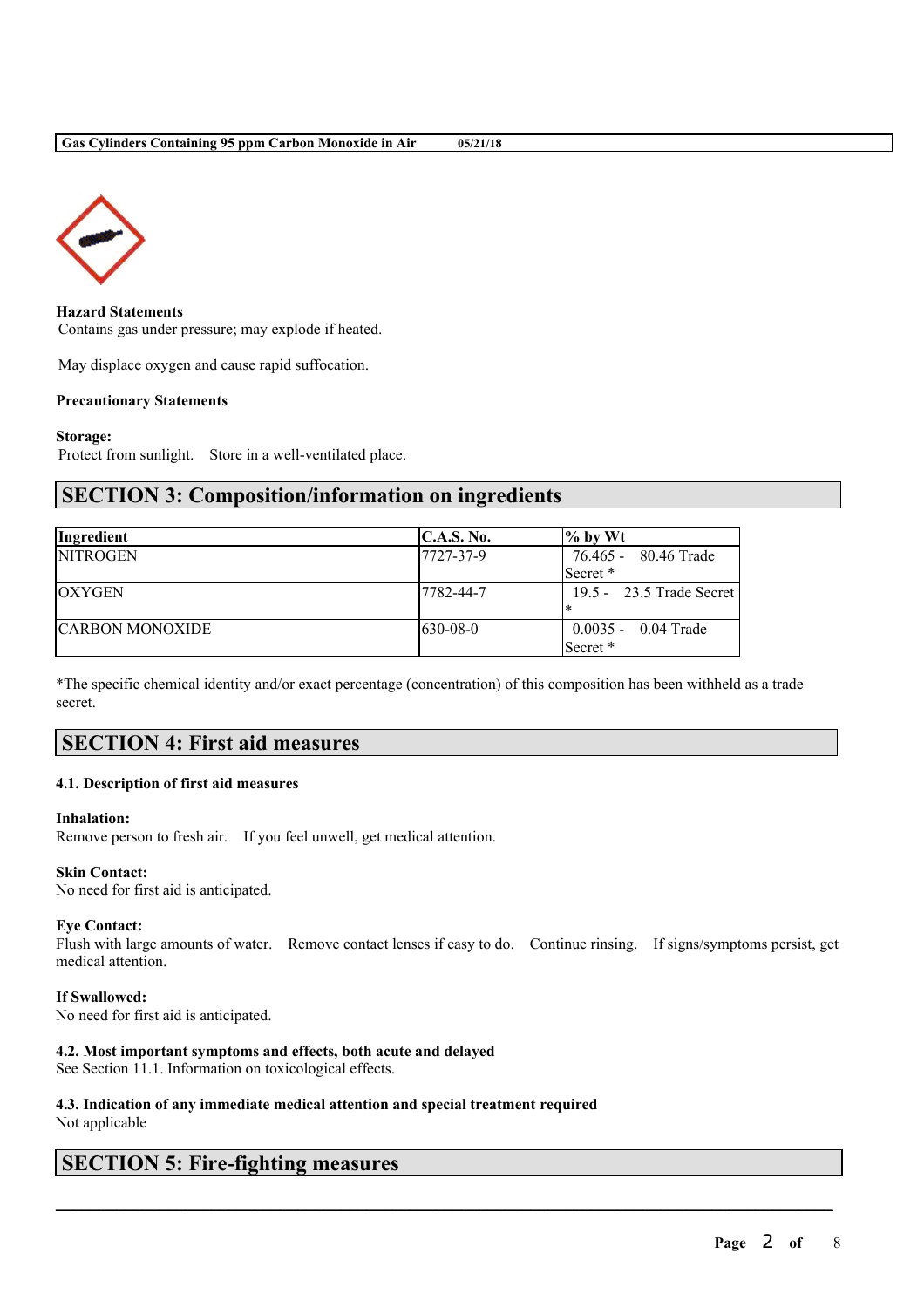**Hazard Statements**

Contains gas under pressure; may explode if heated.

May displace oxygen and cause rapid suffocation.

**Precautionary Statements**

**Storage:**

Protect from sunlight. Store in a well-ventilated place.

## SECTION 3: Composition/information on ingredients

| Ingredient | C.A.S. No. | % by Wt |
|---|---|---|
| NITROGEN | 7727-37-9 | 76.465 - 80.46 Trade Secret * |
| OXYGEN | 7782-44-7 | 19.5 - 23.5 Trade Secret * |
| CARBON MONOXIDE | 630-08-0 | 0.0035 - 0.04 Trade Secret * |

*The specific chemical identity and/or exact percentage (concentration) of this composition has been withheld as a trade secret.

## SECTION 4: First aid measures

### 4.1. Description of first aid measures

**Inhalation:**

Remove person to fresh air. If you feel unwell, get medical attention.

**Skin Contact:**

No need for first aid is anticipated.

**Eye Contact:**

Flush with large amounts of water. Remove contact lenses if easy to do. Continue rinsing. If signs/symptoms persist, get medical attention.

**If Swallowed:**

No need for first aid is anticipated.

### 4.2. Most important symptoms and effects, both acute and delayed

See Section 11.1. Information on toxicological effects.

### 4.3. Indication of any immediate medical attention and special treatment required

Not applicable

## SECTION 5: Fire-fighting measures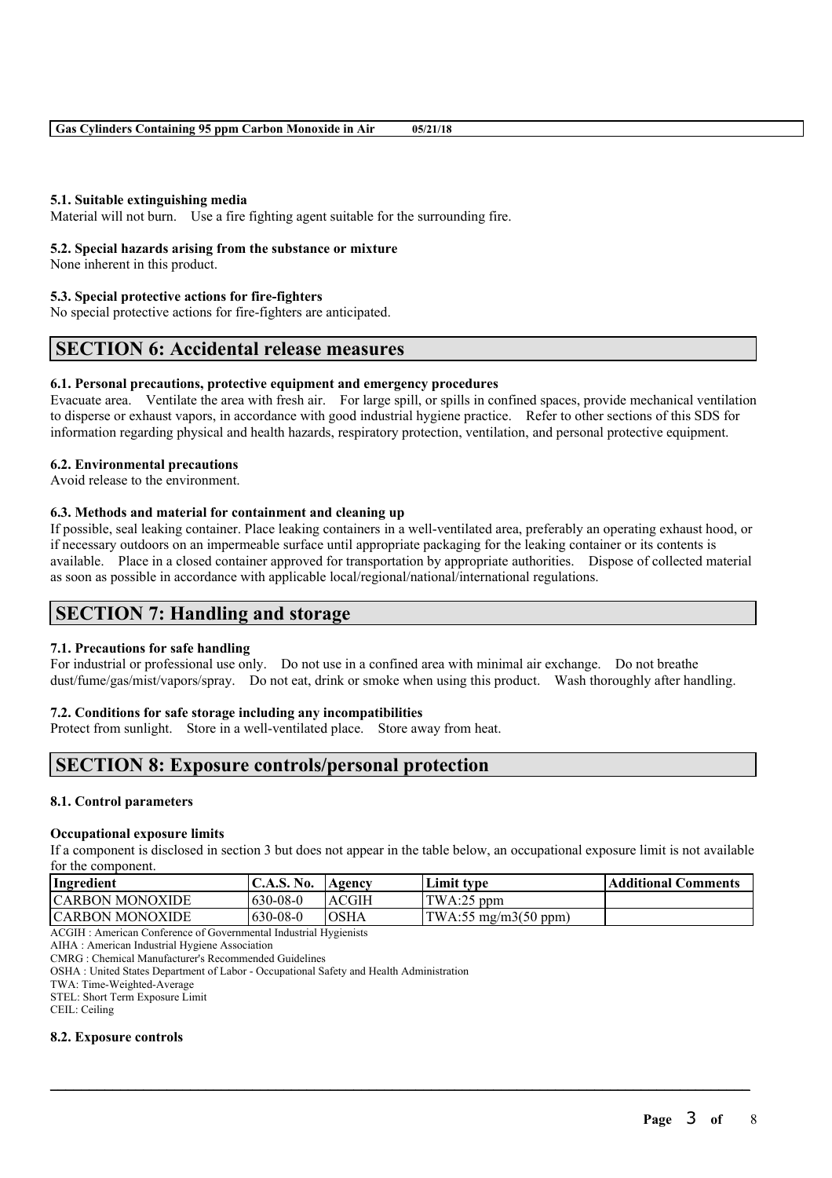### 5.1. Suitable extinguishing media

Material will not burn. Use a fire fighting agent suitable for the surrounding fire.

### 5.2. Special hazards arising from the substance or mixture

None inherent in this product.

### 5.3. Special protective actions for fire-fighters

No special protective actions for fire-fighters are anticipated.

## SECTION 6: Accidental release measures

### 6.1. Personal precautions, protective equipment and emergency procedures

Evacuate area. Ventilate the area with fresh air. For large spill, or spills in confined spaces, provide mechanical ventilation to disperse or exhaust vapors, in accordance with good industrial hygiene practice. Refer to other sections of this SDS for information regarding physical and health hazards, respiratory protection, ventilation, and personal protective equipment.

### 6.2. Environmental precautions

Avoid release to the environment.

### 6.3. Methods and material for containment and cleaning up

If possible, seal leaking container. Place leaking containers in a well-ventilated area, preferably an operating exhaust hood, or if necessary outdoors on an impermeable surface until appropriate packaging for the leaking container or its contents is available. Place in a closed container approved for transportation by appropriate authorities. Dispose of collected material as soon as possible in accordance with applicable local/regional/national/international regulations.

## SECTION 7: Handling and storage

### 7.1. Precautions for safe handling

For industrial or professional use only. Do not use in a confined area with minimal air exchange. Do not breathe dust/fume/gas/mist/vapors/spray. Do not eat, drink or smoke when using this product. Wash thoroughly after handling.

### 7.2. Conditions for safe storage including any incompatibilities

Protect from sunlight. Store in a well-ventilated place. Store away from heat.

## SECTION 8: Exposure controls/personal protection

### 8.1. Control parameters

**Occupational exposure limits**

If a component is disclosed in section 3 but does not appear in the table below, an occupational exposure limit is not available for the component.

| Ingredient | C.A.S. No. | Agency | Limit type | Additional Comments |
|---|---|---|---|---|
| CARBON MONOXIDE | 630-08-0 | ACGIH | TWA:25 ppm | |
| CARBON MONOXIDE | 630-08-0 | OSHA | TWA:55 mg/m3(50 ppm) | |

ACGIH : American Conference of Governmental Industrial Hygienists
AIHA : American Industrial Hygiene Association
CMRG : Chemical Manufacturer's Recommended Guidelines
OSHA : United States Department of Labor - Occupational Safety and Health Administration
TWA: Time-Weighted-Average
STEL: Short Term Exposure Limit
CEIL: Ceiling

### 8.2. Exposure controls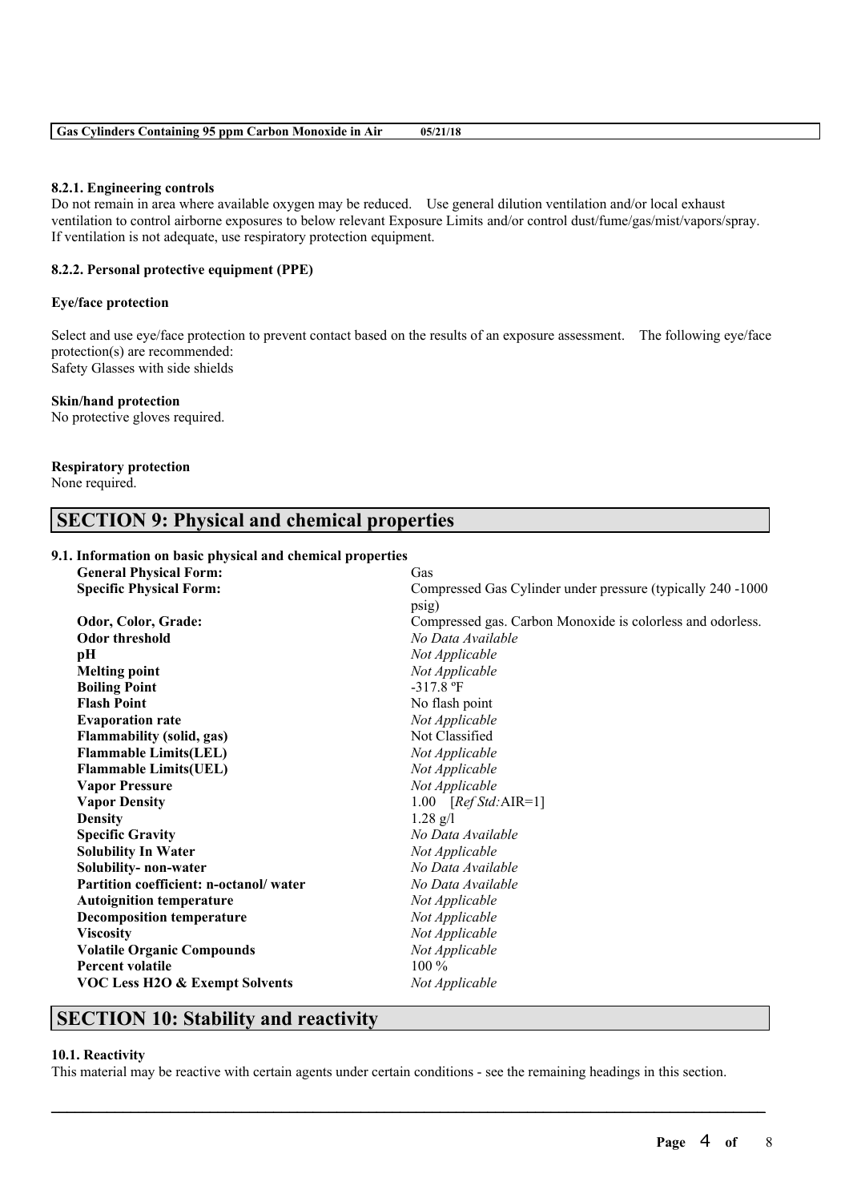#### 8.2.1. Engineering controls

Do not remain in area where available oxygen may be reduced. Use general dilution ventilation and/or local exhaust ventilation to control airborne exposures to below relevant Exposure Limits and/or control dust/fume/gas/mist/vapors/spray. If ventilation is not adequate, use respiratory protection equipment.

#### 8.2.2. Personal protective equipment (PPE)

**Eye/face protection**

Select and use eye/face protection to prevent contact based on the results of an exposure assessment. The following eye/face protection(s) are recommended:
Safety Glasses with side shields

**Skin/hand protection**
No protective gloves required.

**Respiratory protection**
None required.

## SECTION 9: Physical and chemical properties

#### 9.1. Information on basic physical and chemical properties

| | |
|---|---|
| **General Physical Form:** | Gas |
| **Specific Physical Form:** | Compressed Gas Cylinder under pressure (typically 240 -1000 psig) |
| **Odor, Color, Grade:** | Compressed gas. Carbon Monoxide is colorless and odorless. |
| **Odor threshold** | *No Data Available* |
| **pH** | *Not Applicable* |
| **Melting point** | *Not Applicable* |
| **Boiling Point** | -317.8 ºF |
| **Flash Point** | No flash point |
| **Evaporation rate** | *Not Applicable* |
| **Flammability (solid, gas)** | Not Classified |
| **Flammable Limits(LEL)** | *Not Applicable* |
| **Flammable Limits(UEL)** | *Not Applicable* |
| **Vapor Pressure** | *Not Applicable* |
| **Vapor Density** | 1.00 [*Ref Std:*AIR=1] |
| **Density** | 1.28 g/l |
| **Specific Gravity** | *No Data Available* |
| **Solubility In Water** | *Not Applicable* |
| **Solubility- non-water** | *No Data Available* |
| **Partition coefficient: n-octanol/ water** | *No Data Available* |
| **Autoignition temperature** | *Not Applicable* |
| **Decomposition temperature** | *Not Applicable* |
| **Viscosity** | *Not Applicable* |
| **Volatile Organic Compounds** | *Not Applicable* |
| **Percent volatile** | 100 % |
| **VOC Less H2O & Exempt Solvents** | *Not Applicable* |

## SECTION 10: Stability and reactivity

#### 10.1. Reactivity

This material may be reactive with certain agents under certain conditions - see the remaining headings in this section.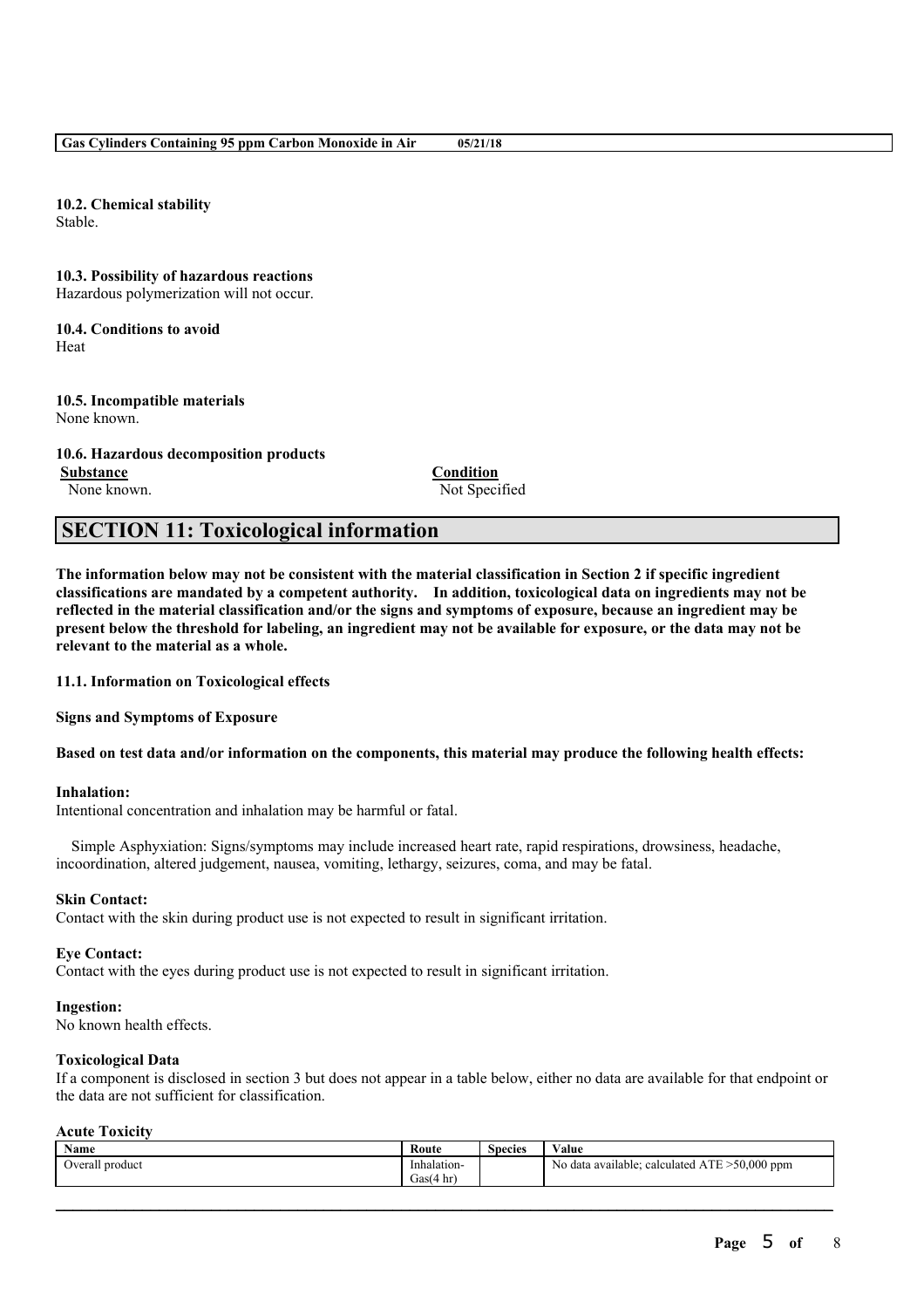**10.2. Chemical stability**

Stable.

**10.3. Possibility of hazardous reactions**

Hazardous polymerization will not occur.

**10.4. Conditions to avoid**

Heat

**10.5. Incompatible materials**

None known.

**10.6. Hazardous decomposition products**

| Substance | Condition |
|---|---|
| None known. | Not Specified |

## SECTION 11: Toxicological information

**The information below may not be consistent with the material classification in Section 2 if specific ingredient classifications are mandated by a competent authority. In addition, toxicological data on ingredients may not be reflected in the material classification and/or the signs and symptoms of exposure, because an ingredient may be present below the threshold for labeling, an ingredient may not be available for exposure, or the data may not be relevant to the material as a whole.**

**11.1. Information on Toxicological effects**

**Signs and Symptoms of Exposure**

**Based on test data and/or information on the components, this material may produce the following health effects:**

**Inhalation:**

Intentional concentration and inhalation may be harmful or fatal.

Simple Asphyxiation: Signs/symptoms may include increased heart rate, rapid respirations, drowsiness, headache, incoordination, altered judgement, nausea, vomiting, lethargy, seizures, coma, and may be fatal.

**Skin Contact:**

Contact with the skin during product use is not expected to result in significant irritation.

**Eye Contact:**

Contact with the eyes during product use is not expected to result in significant irritation.

**Ingestion:**

No known health effects.

**Toxicological Data**

If a component is disclosed in section 3 but does not appear in a table below, either no data are available for that endpoint or the data are not sufficient for classification.

**Acute Toxicity**

| Name | Route | Species | Value |
|---|---|---|---|
| Overall product | Inhalation-Gas(4 hr) | | No data available; calculated ATE >50,000 ppm |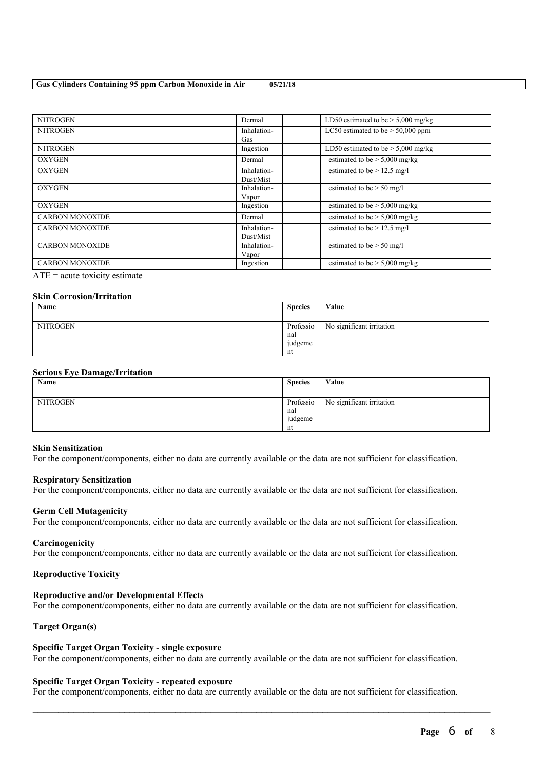| NITROGEN | Dermal | | LD50 estimated to be > 5,000 mg/kg |
|---|---|---|---|
| NITROGEN | Inhalation-Gas | | LC50 estimated to be > 50,000 ppm |
| NITROGEN | Ingestion | | LD50 estimated to be > 5,000 mg/kg |
| OXYGEN | Dermal | | estimated to be > 5,000 mg/kg |
| OXYGEN | Inhalation-Dust/Mist | | estimated to be > 12.5 mg/l |
| OXYGEN | Inhalation-Vapor | | estimated to be > 50 mg/l |
| OXYGEN | Ingestion | | estimated to be > 5,000 mg/kg |
| CARBON MONOXIDE | Dermal | | estimated to be > 5,000 mg/kg |
| CARBON MONOXIDE | Inhalation-Dust/Mist | | estimated to be > 12.5 mg/l |
| CARBON MONOXIDE | Inhalation-Vapor | | estimated to be > 50 mg/l |
| CARBON MONOXIDE | Ingestion | | estimated to be > 5,000 mg/kg |

ATE = acute toxicity estimate

**Skin Corrosion/Irritation**

| Name | Species | Value |
|---|---|---|
| NITROGEN | Professional judgement | No significant irritation |

**Serious Eye Damage/Irritation**

| Name | Species | Value |
|---|---|---|
| NITROGEN | Professional judgement | No significant irritation |

**Skin Sensitization**

For the component/components, either no data are currently available or the data are not sufficient for classification.

**Respiratory Sensitization**

For the component/components, either no data are currently available or the data are not sufficient for classification.

**Germ Cell Mutagenicity**

For the component/components, either no data are currently available or the data are not sufficient for classification.

**Carcinogenicity**

For the component/components, either no data are currently available or the data are not sufficient for classification.

**Reproductive Toxicity**

**Reproductive and/or Developmental Effects**

For the component/components, either no data are currently available or the data are not sufficient for classification.

**Target Organ(s)**

**Specific Target Organ Toxicity - single exposure**

For the component/components, either no data are currently available or the data are not sufficient for classification.

**Specific Target Organ Toxicity - repeated exposure**

For the component/components, either no data are currently available or the data are not sufficient for classification.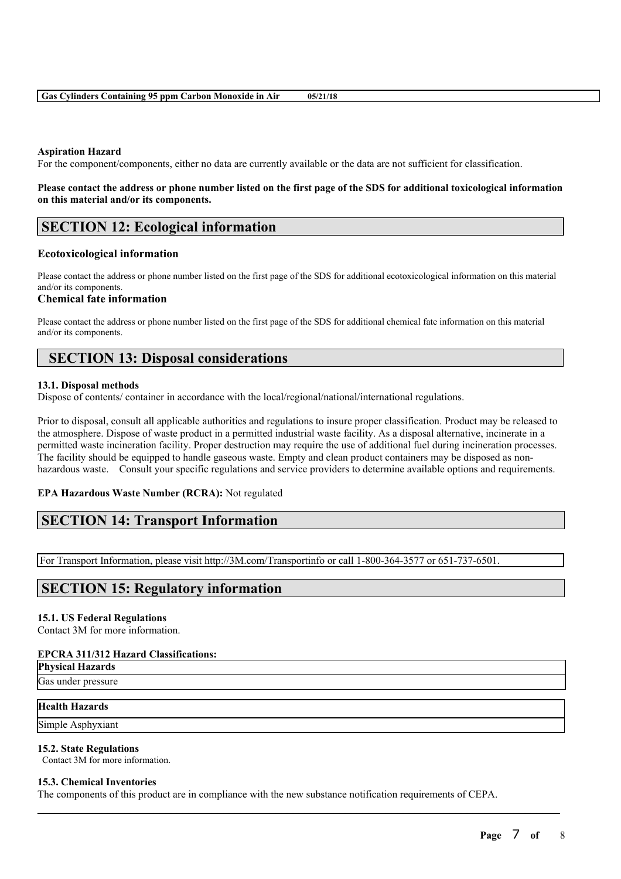#### Aspiration Hazard

For the component/components, either no data are currently available or the data are not sufficient for classification.

**Please contact the address or phone number listed on the first page of the SDS for additional toxicological information on this material and/or its components.**

## SECTION 12: Ecological information

### Ecotoxicological information

Please contact the address or phone number listed on the first page of the SDS for additional ecotoxicological information on this material and/or its components.

### Chemical fate information

Please contact the address or phone number listed on the first page of the SDS for additional chemical fate information on this material and/or its components.

## SECTION 13: Disposal considerations

#### 13.1. Disposal methods

Dispose of contents/ container in accordance with the local/regional/national/international regulations.

Prior to disposal, consult all applicable authorities and regulations to insure proper classification. Product may be released to the atmosphere. Dispose of waste product in a permitted industrial waste facility. As a disposal alternative, incinerate in a permitted waste incineration facility. Proper destruction may require the use of additional fuel during incineration processes. The facility should be equipped to handle gaseous waste. Empty and clean product containers may be disposed as non-hazardous waste. Consult your specific regulations and service providers to determine available options and requirements.

**EPA Hazardous Waste Number (RCRA):** Not regulated

## SECTION 14: Transport Information

For Transport Information, please visit http://3M.com/Transportinfo or call 1-800-364-3577 or 651-737-6501.

## SECTION 15: Regulatory information

#### 15.1. US Federal Regulations

Contact 3M for more information.

#### EPCRA 311/312 Hazard Classifications:

| Physical Hazards |
| --- |
| Gas under pressure |

| Health Hazards |
| --- |
| Simple Asphyxiant |

#### 15.2. State Regulations

Contact 3M for more information.

#### 15.3. Chemical Inventories

The components of this product are in compliance with the new substance notification requirements of CEPA.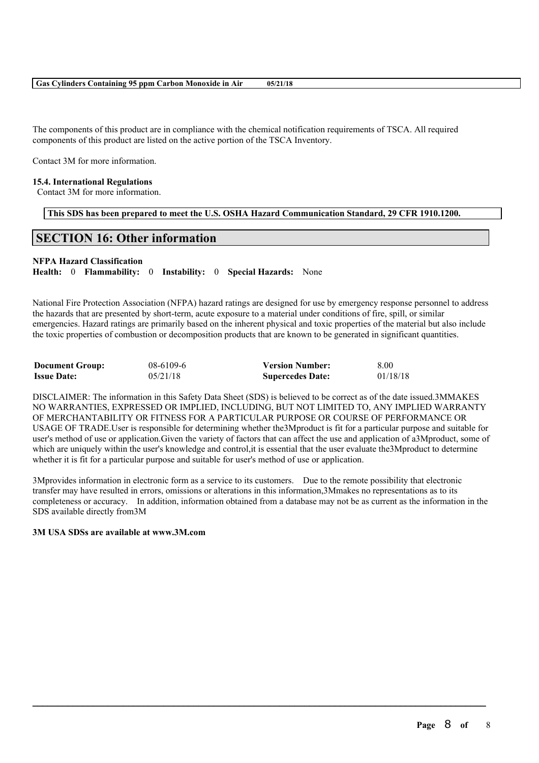The components of this product are in compliance with the chemical notification requirements of TSCA. All required components of this product are listed on the active portion of the TSCA Inventory.

Contact 3M for more information.

**15.4. International Regulations**

Contact 3M for more information.

**This SDS has been prepared to meet the U.S. OSHA Hazard Communication Standard, 29 CFR 1910.1200.**

## SECTION 16: Other information

**NFPA Hazard Classification**

**Health:** 0 **Flammability:** 0 **Instability:** 0 **Special Hazards:** None

National Fire Protection Association (NFPA) hazard ratings are designed for use by emergency response personnel to address the hazards that are presented by short-term, acute exposure to a material under conditions of fire, spill, or similar emergencies. Hazard ratings are primarily based on the inherent physical and toxic properties of the material but also include the toxic properties of combustion or decomposition products that are known to be generated in significant quantities.

| | | | |
|---|---|---|---|
| **Document Group:** | 08-6109-6 | **Version Number:** | 8.00 |
| **Issue Date:** | 05/21/18 | **Supercedes Date:** | 01/18/18 |

DISCLAIMER: The information in this Safety Data Sheet (SDS) is believed to be correct as of the date issued.3MMAKES NO WARRANTIES, EXPRESSED OR IMPLIED, INCLUDING, BUT NOT LIMITED TO, ANY IMPLIED WARRANTY OF MERCHANTABILITY OR FITNESS FOR A PARTICULAR PURPOSE OR COURSE OF PERFORMANCE OR USAGE OF TRADE.User is responsible for determining whether the3Mproduct is fit for a particular purpose and suitable for user's method of use or application.Given the variety of factors that can affect the use and application of a3Mproduct, some of which are uniquely within the user's knowledge and control,it is essential that the user evaluate the3Mproduct to determine whether it is fit for a particular purpose and suitable for user's method of use or application.

3Mprovides information in electronic form as a service to its customers. Due to the remote possibility that electronic transfer may have resulted in errors, omissions or alterations in this information,3Mmakes no representations as to its completeness or accuracy. In addition, information obtained from a database may not be as current as the information in the SDS available directly from3M

**3M USA SDSs are available at www.3M.com**